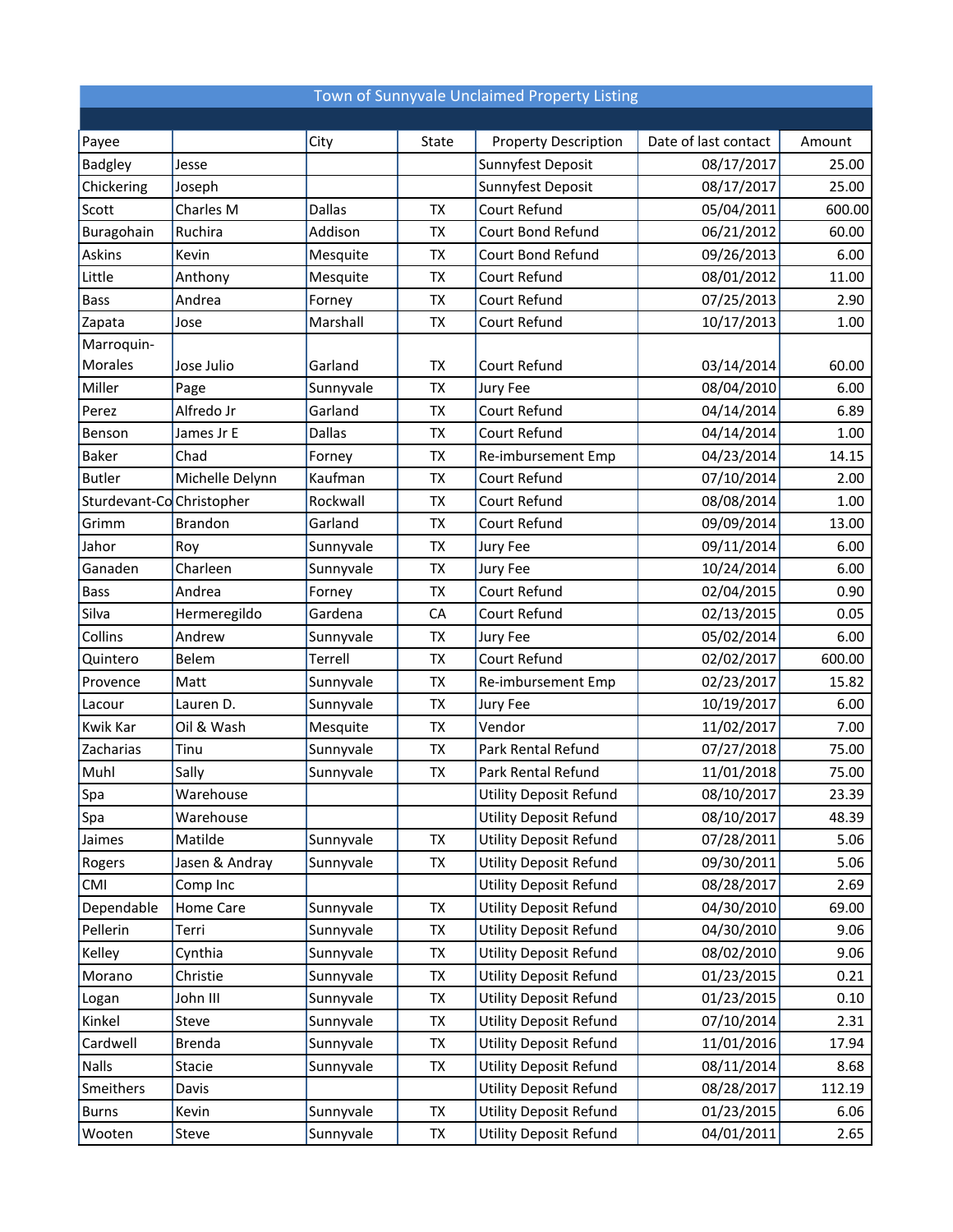# Town of Sunnyvale Unclaimed Property Listing

| Payee | | City | State | Property Description | Date of last contact | Amount |
|---|---|---|---|---|---|---|
| Badgley | Jesse | | | Sunnyfest Deposit | 08/17/2017 | 25.00 |
| Chickering | Joseph | | | Sunnyfest Deposit | 08/17/2017 | 25.00 |
| Scott | Charles M | Dallas | TX | Court Refund | 05/04/2011 | 600.00 |
| Buragohain | Ruchira | Addison | TX | Court Bond Refund | 06/21/2012 | 60.00 |
| Askins | Kevin | Mesquite | TX | Court Bond Refund | 09/26/2013 | 6.00 |
| Little | Anthony | Mesquite | TX | Court Refund | 08/01/2012 | 11.00 |
| Bass | Andrea | Forney | TX | Court Refund | 07/25/2013 | 2.90 |
| Zapata | Jose | Marshall | TX | Court Refund | 10/17/2013 | 1.00 |
| Marroquin-Morales | Jose Julio | Garland | TX | Court Refund | 03/14/2014 | 60.00 |
| Miller | Page | Sunnyvale | TX | Jury Fee | 08/04/2010 | 6.00 |
| Perez | Alfredo Jr | Garland | TX | Court Refund | 04/14/2014 | 6.89 |
| Benson | James Jr E | Dallas | TX | Court Refund | 04/14/2014 | 1.00 |
| Baker | Chad | Forney | TX | Re-imbursement Emp | 04/23/2014 | 14.15 |
| Butler | Michelle Delynn | Kaufman | TX | Court Refund | 07/10/2014 | 2.00 |
| Sturdevant-Co | Christopher | Rockwall | TX | Court Refund | 08/08/2014 | 1.00 |
| Grimm | Brandon | Garland | TX | Court Refund | 09/09/2014 | 13.00 |
| Jahor | Roy | Sunnyvale | TX | Jury Fee | 09/11/2014 | 6.00 |
| Ganaden | Charleen | Sunnyvale | TX | Jury Fee | 10/24/2014 | 6.00 |
| Bass | Andrea | Forney | TX | Court Refund | 02/04/2015 | 0.90 |
| Silva | Hermeregildo | Gardena | CA | Court Refund | 02/13/2015 | 0.05 |
| Collins | Andrew | Sunnyvale | TX | Jury Fee | 05/02/2014 | 6.00 |
| Quintero | Belem | Terrell | TX | Court Refund | 02/02/2017 | 600.00 |
| Provence | Matt | Sunnyvale | TX | Re-imbursement Emp | 02/23/2017 | 15.82 |
| Lacour | Lauren D. | Sunnyvale | TX | Jury Fee | 10/19/2017 | 6.00 |
| Kwik Kar | Oil & Wash | Mesquite | TX | Vendor | 11/02/2017 | 7.00 |
| Zacharias | Tinu | Sunnyvale | TX | Park Rental Refund | 07/27/2018 | 75.00 |
| Muhl | Sally | Sunnyvale | TX | Park Rental Refund | 11/01/2018 | 75.00 |
| Spa | Warehouse | | | Utility Deposit Refund | 08/10/2017 | 23.39 |
| Spa | Warehouse | | | Utility Deposit Refund | 08/10/2017 | 48.39 |
| Jaimes | Matilde | Sunnyvale | TX | Utility Deposit Refund | 07/28/2011 | 5.06 |
| Rogers | Jasen & Andray | Sunnyvale | TX | Utility Deposit Refund | 09/30/2011 | 5.06 |
| CMI | Comp Inc | | | Utility Deposit Refund | 08/28/2017 | 2.69 |
| Dependable | Home Care | Sunnyvale | TX | Utility Deposit Refund | 04/30/2010 | 69.00 |
| Pellerin | Terri | Sunnyvale | TX | Utility Deposit Refund | 04/30/2010 | 9.06 |
| Kelley | Cynthia | Sunnyvale | TX | Utility Deposit Refund | 08/02/2010 | 9.06 |
| Morano | Christie | Sunnyvale | TX | Utility Deposit Refund | 01/23/2015 | 0.21 |
| Logan | John III | Sunnyvale | TX | Utility Deposit Refund | 01/23/2015 | 0.10 |
| Kinkel | Steve | Sunnyvale | TX | Utility Deposit Refund | 07/10/2014 | 2.31 |
| Cardwell | Brenda | Sunnyvale | TX | Utility Deposit Refund | 11/01/2016 | 17.94 |
| Nalls | Stacie | Sunnyvale | TX | Utility Deposit Refund | 08/11/2014 | 8.68 |
| Smeithers | Davis | | | Utility Deposit Refund | 08/28/2017 | 112.19 |
| Burns | Kevin | Sunnyvale | TX | Utility Deposit Refund | 01/23/2015 | 6.06 |
| Wooten | Steve | Sunnyvale | TX | Utility Deposit Refund | 04/01/2011 | 2.65 |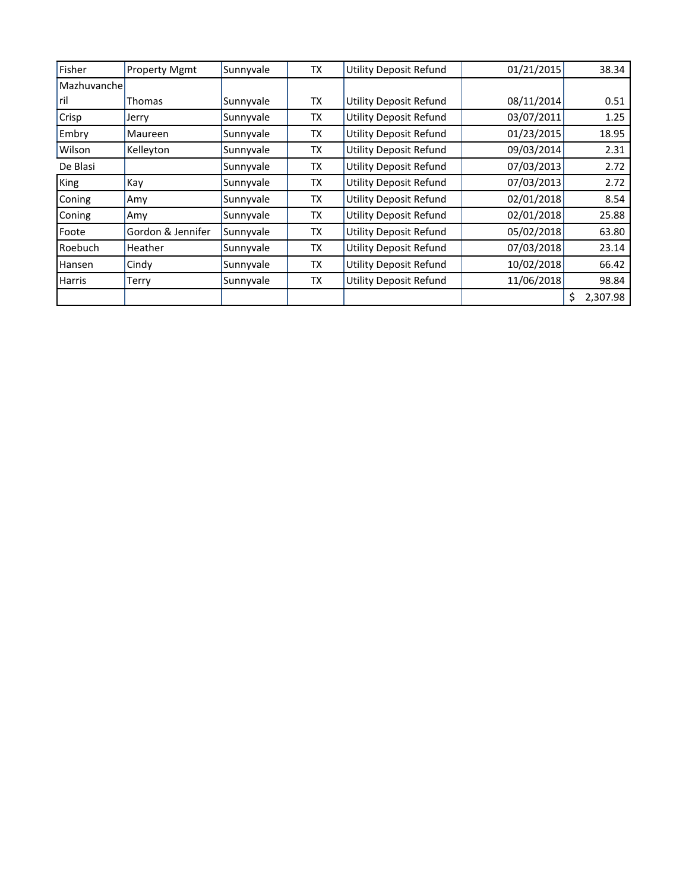| | | | | | | |
|---|---|---|---|---|---|---|
| Fisher | Property Mgmt | Sunnyvale | TX | Utility Deposit Refund | 01/21/2015 | 38.34 |
| Mazhuvancheril | Thomas | Sunnyvale | TX | Utility Deposit Refund | 08/11/2014 | 0.51 |
| Crisp | Jerry | Sunnyvale | TX | Utility Deposit Refund | 03/07/2011 | 1.25 |
| Embry | Maureen | Sunnyvale | TX | Utility Deposit Refund | 01/23/2015 | 18.95 |
| Wilson | Kelleyton | Sunnyvale | TX | Utility Deposit Refund | 09/03/2014 | 2.31 |
| De Blasi | | Sunnyvale | TX | Utility Deposit Refund | 07/03/2013 | 2.72 |
| King | Kay | Sunnyvale | TX | Utility Deposit Refund | 07/03/2013 | 2.72 |
| Coning | Amy | Sunnyvale | TX | Utility Deposit Refund | 02/01/2018 | 8.54 |
| Coning | Amy | Sunnyvale | TX | Utility Deposit Refund | 02/01/2018 | 25.88 |
| Foote | Gordon & Jennifer | Sunnyvale | TX | Utility Deposit Refund | 05/02/2018 | 63.80 |
| Roebuch | Heather | Sunnyvale | TX | Utility Deposit Refund | 07/03/2018 | 23.14 |
| Hansen | Cindy | Sunnyvale | TX | Utility Deposit Refund | 10/02/2018 | 66.42 |
| Harris | Terry | Sunnyvale | TX | Utility Deposit Refund | 11/06/2018 | 98.84 |
| | | | | | | $ 2,307.98 |